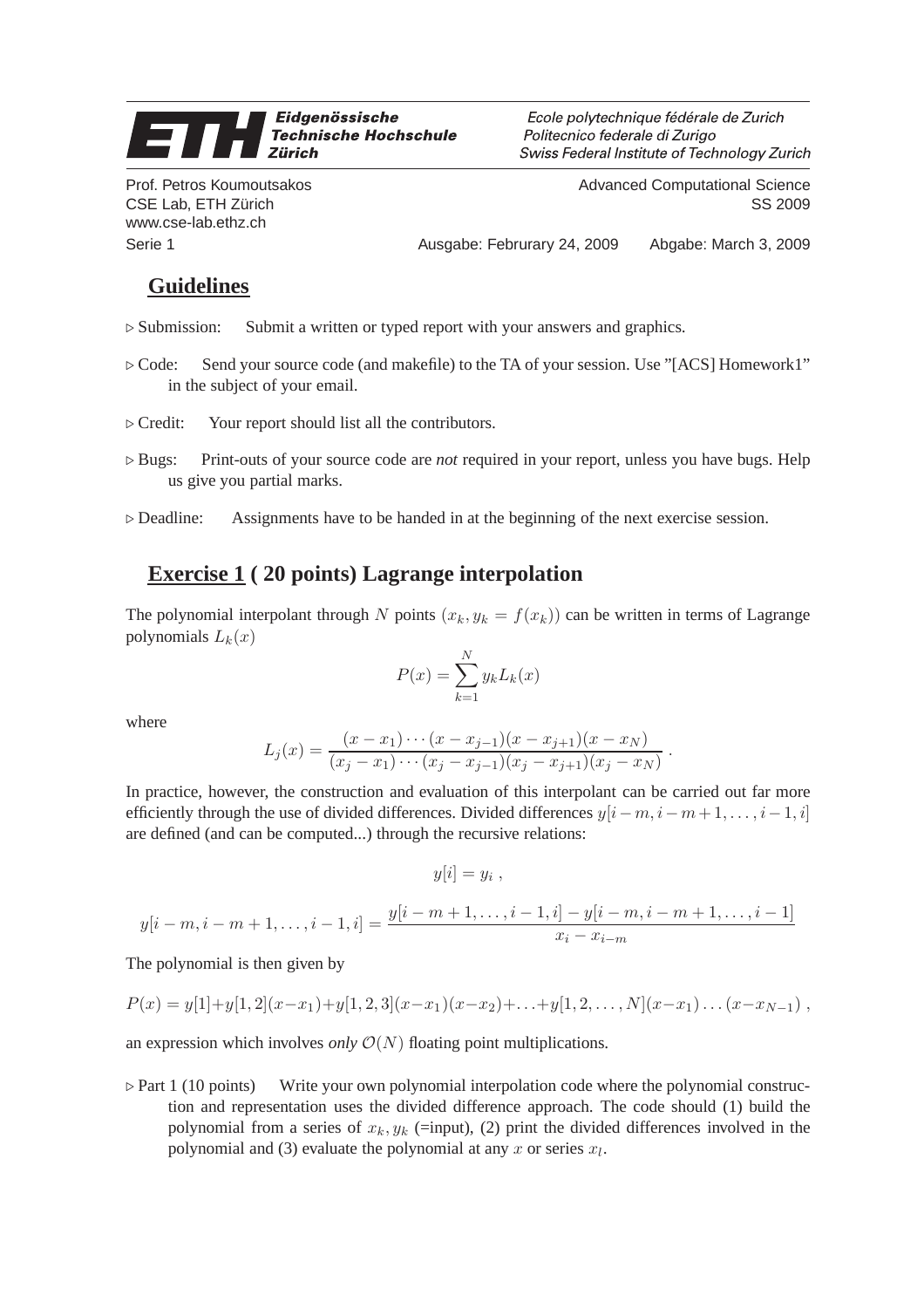**Eidgenössische Technische Hochschule Zürich**

*Ecole polytechnique fédérale de Zurich*
*Politecnico federale di Zurigo*
*Swiss Federal Institute of Technology Zurich*

Prof. Petros Koumoutsakos
CSE Lab, ETH Zürich
www.cse-lab.ethz.ch

Advanced Computational Science
SS 2009

Serie 1 — Ausgabe: Februrary 24, 2009 — Abgabe: March 3, 2009

## Guidelines

▷ Submission: Submit a written or typed report with your answers and graphics.

▷ Code: Send your source code (and makefile) to the TA of your session. Use "[ACS] Homework1" in the subject of your email.

▷ Credit: Your report should list all the contributors.

▷ Bugs: Print-outs of your source code are *not* required in your report, unless you have bugs. Help us give you partial marks.

▷ Deadline: Assignments have to be handed in at the beginning of the next exercise session.

## Exercise 1 ( 20 points) Lagrange interpolation

The polynomial interpolant through $N$ points $(x_k, y_k = f(x_k))$ can be written in terms of Lagrange polynomials $L_k(x)$

$$P(x) = \sum_{k=1}^{N} y_k L_k(x)$$

where

$$L_j(x) = \frac{(x-x_1)\cdots(x-x_{j-1})(x-x_{j+1})(x-x_N)}{(x_j-x_1)\cdots(x_j-x_{j-1})(x_j-x_{j+1})(x_j-x_N)} .$$

In practice, however, the construction and evaluation of this interpolant can be carried out far more efficiently through the use of divided differences. Divided differences $y[i-m, i-m+1, \ldots, i-1, i]$ are defined (and can be computed...) through the recursive relations:

$$y[i] = y_i ,$$

$$y[i-m, i-m+1, \ldots, i-1, i] = \frac{y[i-m+1, \ldots, i-1, i] - y[i-m, i-m+1, \ldots, i-1]}{x_i - x_{i-m}}$$

The polynomial is then given by

$$P(x) = y[1] + y[1,2](x-x_1) + y[1,2,3](x-x_1)(x-x_2) + \ldots + y[1,2,\ldots,N](x-x_1)\ldots(x-x_{N-1}) ,$$

an expression which involves *only* $\mathcal{O}(N)$ floating point multiplications.

▷ Part 1 (10 points) Write your own polynomial interpolation code where the polynomial construction and representation uses the divided difference approach. The code should (1) build the polynomial from a series of $x_k, y_k$ (=input), (2) print the divided differences involved in the polynomial and (3) evaluate the polynomial at any $x$ or series $x_l$.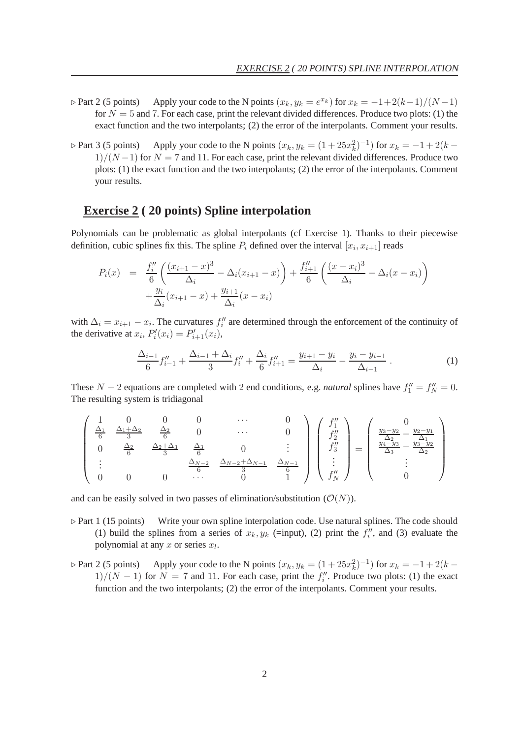▷ Part 2 (5 points) Apply your code to the N points $(x_k, y_k = e^{x_k})$ for $x_k = -1+2(k-1)/(N-1)$ for $N = 5$ and 7. For each case, print the relevant divided differences. Produce two plots: (1) the exact function and the two interpolants; (2) the error of the interpolants. Comment your results.

▷ Part 3 (5 points) Apply your code to the N points $(x_k, y_k = (1+25x_k^2)^{-1})$ for $x_k = -1+2(k-1)/(N-1)$ for $N = 7$ and 11. For each case, print the relevant divided differences. Produce two plots: (1) the exact function and the two interpolants; (2) the error of the interpolants. Comment your results.

## **Exercise 2 ( 20 points) Spline interpolation**

Polynomials can be problematic as global interpolants (cf Exercise 1). Thanks to their piecewise definition, cubic splines fix this. The spline $P_i$ defined over the interval $[x_i, x_{i+1}]$ reads

$$
\begin{aligned}
P_i(x) &= \frac{f_i''}{6}\left(\frac{(x_{i+1}-x)^3}{\Delta_i} - \Delta_i(x_{i+1}-x)\right) + \frac{f_{i+1}''}{6}\left(\frac{(x-x_i)^3}{\Delta_i} - \Delta_i(x-x_i)\right) \\
&\quad + \frac{y_i}{\Delta_i}(x_{i+1}-x) + \frac{y_{i+1}}{\Delta_i}(x-x_i)
\end{aligned}
$$

with $\Delta_i = x_{i+1} - x_i$. The curvatures $f_i''$ are determined through the enforcement of the continuity of the derivative at $x_i$, $P_i'(x_i) = P_{i+1}'(x_i)$,

$$
\frac{\Delta_{i-1}}{6}f_{i-1}'' + \frac{\Delta_{i-1}+\Delta_i}{3}f_i'' + \frac{\Delta_i}{6}f_{i+1}'' = \frac{y_{i+1}-y_i}{\Delta_i} - \frac{y_i - y_{i-1}}{\Delta_{i-1}}\,. \tag{1}
$$

These $N-2$ equations are completed with 2 end conditions, e.g. *natural* splines have $f_1'' = f_N'' = 0$. The resulting system is tridiagonal

$$
\begin{pmatrix}
1 & 0 & 0 & 0 & \cdots & 0 \\
\frac{\Delta_1}{6} & \frac{\Delta_1+\Delta_2}{3} & \frac{\Delta_2}{6} & 0 & \cdots & 0 \\
0 & \frac{\Delta_2}{6} & \frac{\Delta_2+\Delta_3}{3} & \frac{\Delta_3}{6} & 0 & \vdots \\
\vdots & & & \frac{\Delta_{N-2}}{6} & \frac{\Delta_{N-2}+\Delta_{N-1}}{3} & \frac{\Delta_{N-1}}{6} \\
0 & 0 & 0 & \cdots & 0 & 1
\end{pmatrix}
\begin{pmatrix}
f_1'' \\ f_2'' \\ f_3'' \\ \vdots \\ f_N''
\end{pmatrix}
=
\begin{pmatrix}
0 \\ \frac{y_3-y_2}{\Delta_2} - \frac{y_2-y_1}{\Delta_1} \\ \frac{y_4-y_3}{\Delta_3} - \frac{y_3-y_2}{\Delta_2} \\ \vdots \\ 0
\end{pmatrix}
$$

and can be easily solved in two passes of elimination/substitution ($\mathcal{O}(N)$).

▷ Part 1 (15 points) Write your own spline interpolation code. Use natural splines. The code should (1) build the splines from a series of $x_k, y_k$ (=input), (2) print the $f_i''$, and (3) evaluate the polynomial at any $x$ or series $x_l$.

▷ Part 2 (5 points) Apply your code to the N points $(x_k, y_k = (1+25x_k^2)^{-1})$ for $x_k = -1+2(k-1)/(N-1)$ for $N = 7$ and 11. For each case, print the $f_i''$. Produce two plots: (1) the exact function and the two interpolants; (2) the error of the interpolants. Comment your results.